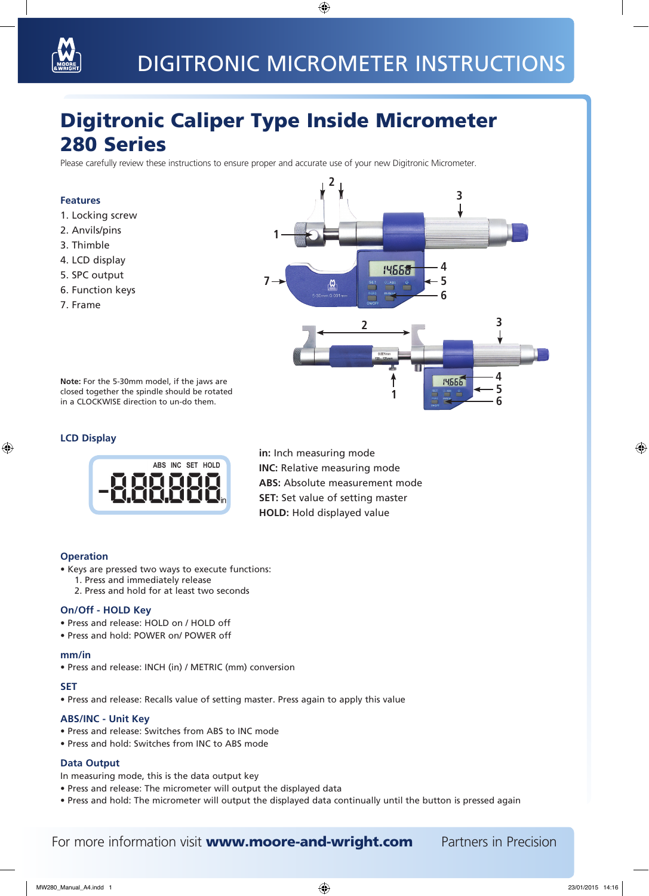# DIGITRONIC MICROMETER INSTRUCTIONS

## Digitronic Caliper Type Inside Micrometer 280 Series

Please carefully review these instructions to ensure proper and accurate use of your new Digitronic Micrometer.

### Features

1. Locking screw
2. Anvils/pins
3. Thimble
4. LCD display
5. SPC output
6. Function keys
7. Frame

**Note:** For the 5-30mm model, if the jaws are closed together the spindle should be rotated in a CLOCKWISE direction to un-do them.

### LCD Display

**in:** Inch measuring mode
**INC:** Relative measuring mode
**ABS:** Absolute measurement mode
**SET:** Set value of setting master
**HOLD:** Hold displayed value

### Operation

- Keys are pressed two ways to execute functions:
  1. Press and immediately release
  2. Press and hold for at least two seconds

### On/Off - HOLD Key

- Press and release: HOLD on / HOLD off
- Press and hold: POWER on/ POWER off

### mm/in

- Press and release: INCH (in) / METRIC (mm) conversion

### SET

- Press and release: Recalls value of setting master. Press again to apply this value

### ABS/INC - Unit Key

- Press and release: Switches from ABS to INC mode
- Press and hold: Switches from INC to ABS mode

### Data Output

In measuring mode, this is the data output key

- Press and release: The micrometer will output the displayed data
- Press and hold: The micrometer will output the displayed data continually until the button is pressed again

For more information visit **www.moore-and-wright.com** Partners in Precision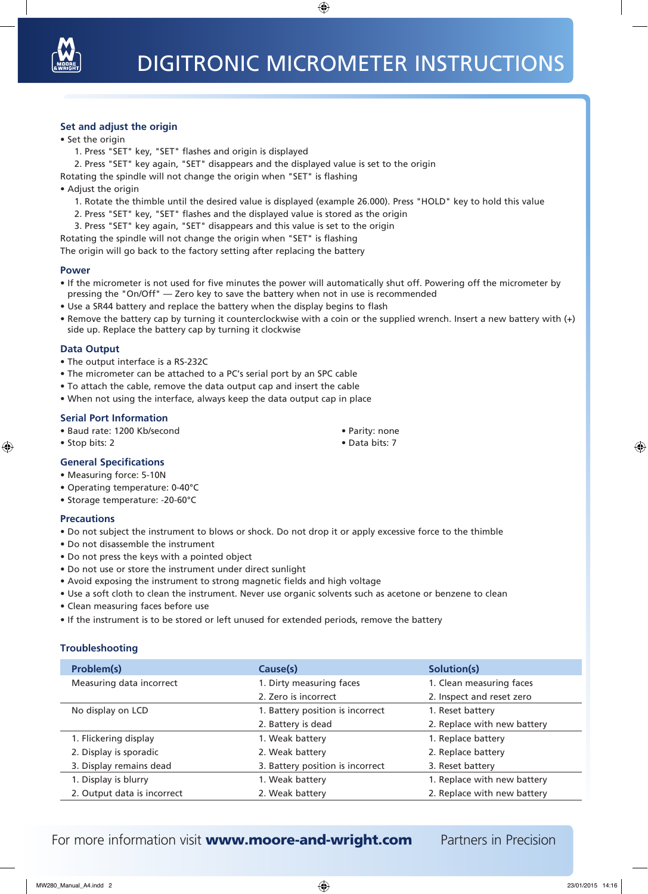# DIGITRONIC MICROMETER INSTRUCTIONS

## Set and adjust the origin

- Set the origin
  1. Press "SET" key, "SET" flashes and origin is displayed
  2. Press "SET" key again, "SET" disappears and the displayed value is set to the origin

Rotating the spindle will not change the origin when "SET" is flashing

- Adjust the origin
  1. Rotate the thimble until the desired value is displayed (example 26.000). Press "HOLD" key to hold this value
  2. Press "SET" key, "SET" flashes and the displayed value is stored as the origin
  3. Press "SET" key again, "SET" disappears and this value is set to the origin

Rotating the spindle will not change the origin when "SET" is flashing

The origin will go back to the factory setting after replacing the battery

## Power

- If the micrometer is not used for five minutes the power will automatically shut off. Powering off the micrometer by pressing the "On/Off" — Zero key to save the battery when not in use is recommended
- Use a SR44 battery and replace the battery when the display begins to flash
- Remove the battery cap by turning it counterclockwise with a coin or the supplied wrench. Insert a new battery with (+) side up. Replace the battery cap by turning it clockwise

## Data Output

- The output interface is a RS-232C
- The micrometer can be attached to a PC's serial port by an SPC cable
- To attach the cable, remove the data output cap and insert the cable
- When not using the interface, always keep the data output cap in place

## Serial Port Information

- Baud rate: 1200 Kb/second
- Stop bits: 2
- Parity: none
- Data bits: 7

## General Specifications

- Measuring force: 5-10N
- Operating temperature: 0-40°C
- Storage temperature: -20-60°C

## Precautions

- Do not subject the instrument to blows or shock. Do not drop it or apply excessive force to the thimble
- Do not disassemble the instrument
- Do not press the keys with a pointed object
- Do not use or store the instrument under direct sunlight
- Avoid exposing the instrument to strong magnetic fields and high voltage
- Use a soft cloth to clean the instrument. Never use organic solvents such as acetone or benzene to clean
- Clean measuring faces before use
- If the instrument is to be stored or left unused for extended periods, remove the battery

## Troubleshooting

| Problem(s) | Cause(s) | Solution(s) |
|---|---|---|
| Measuring data incorrect | 1. Dirty measuring faces | 1. Clean measuring faces |
| | 2. Zero is incorrect | 2. Inspect and reset zero |
| No display on LCD | 1. Battery position is incorrect | 1. Reset battery |
| | 2. Battery is dead | 2. Replace with new battery |
| 1. Flickering display | 1. Weak battery | 1. Replace battery |
| 2. Display is sporadic | 2. Weak battery | 2. Replace battery |
| 3. Display remains dead | 3. Battery position is incorrect | 3. Reset battery |
| 1. Display is blurry | 1. Weak battery | 1. Replace with new battery |
| 2. Output data is incorrect | 2. Weak battery | 2. Replace with new battery |

For more information visit **www.moore-and-wright.com** Partners in Precision